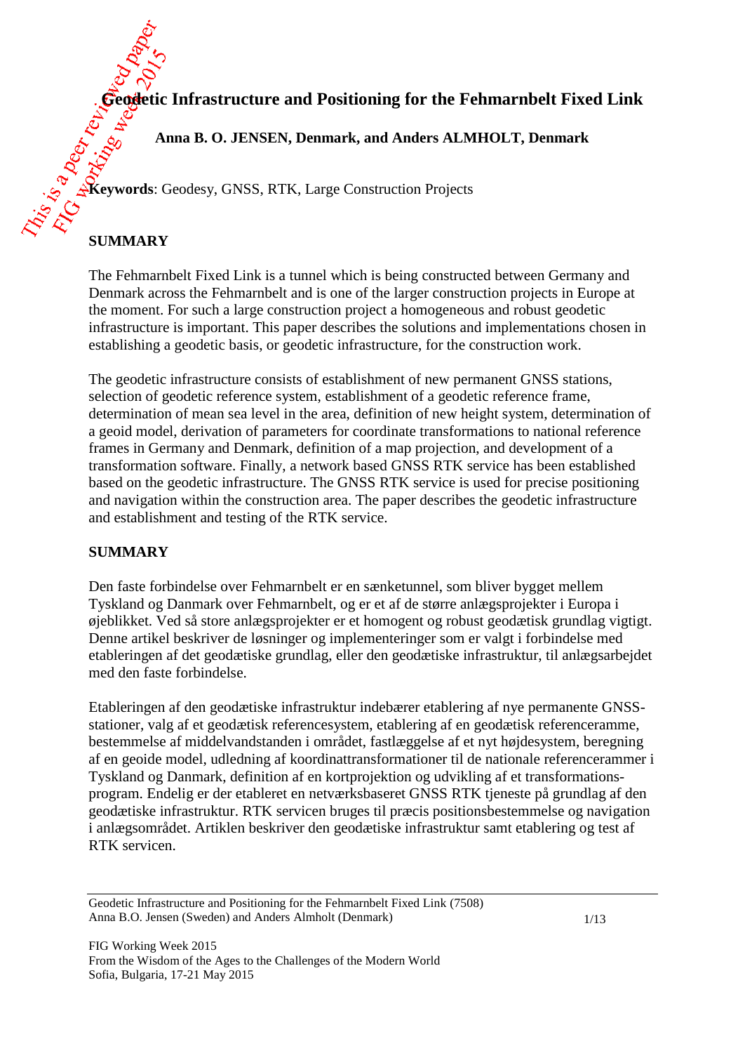# Geodetic Infrastructure and Positioning for the Fehmarnbelt Fixed Link

**Anna B. O. JENSEN, Denmark, and Anders ALMHOLT, Denmark**

**Keywords**: Geodesy, GNSS, RTK, Large Construction Projects

## SUMMARY

The Fehmarnbelt Fixed Link is a tunnel which is being constructed between Germany and Denmark across the Fehmarnbelt and is one of the larger construction projects in Europe at the moment. For such a large construction project a homogeneous and robust geodetic infrastructure is important. This paper describes the solutions and implementations chosen in establishing a geodetic basis, or geodetic infrastructure, for the construction work.

The geodetic infrastructure consists of establishment of new permanent GNSS stations, selection of geodetic reference system, establishment of a geodetic reference frame, determination of mean sea level in the area, definition of new height system, determination of a geoid model, derivation of parameters for coordinate transformations to national reference frames in Germany and Denmark, definition of a map projection, and development of a transformation software. Finally, a network based GNSS RTK service has been established based on the geodetic infrastructure. The GNSS RTK service is used for precise positioning and navigation within the construction area. The paper describes the geodetic infrastructure and establishment and testing of the RTK service.

## SUMMARY

Den faste forbindelse over Fehmarnbelt er en sænketunnel, som bliver bygget mellem Tyskland og Danmark over Fehmarnbelt, og er et af de større anlægsprojekter i Europa i øjeblikket. Ved så store anlægsprojekter er et homogent og robust geodætisk grundlag vigtigt. Denne artikel beskriver de løsninger og implementeringer som er valgt i forbindelse med etableringen af det geodætiske grundlag, eller den geodætiske infrastruktur, til anlægsarbejdet med den faste forbindelse.

Etableringen af den geodætiske infrastruktur indebærer etablering af nye permanente GNSS-stationer, valg af et geodætisk referencesystem, etablering af en geodætisk referenceramme, bestemmelse af middelvandstanden i området, fastlæggelse af et nyt højdesystem, beregning af en geoide model, udledning af koordinattransformationer til de nationale referencerammer i Tyskland og Danmark, definition af en kortprojektion og udvikling af et transformations-program. Endelig er der etableret en netværksbaseret GNSS RTK tjeneste på grundlag af den geodætiske infrastruktur. RTK servicen bruges til præcis positionsbestemmelse og navigation i anlægsområdet. Artiklen beskriver den geodætiske infrastruktur samt etablering og test af RTK servicen.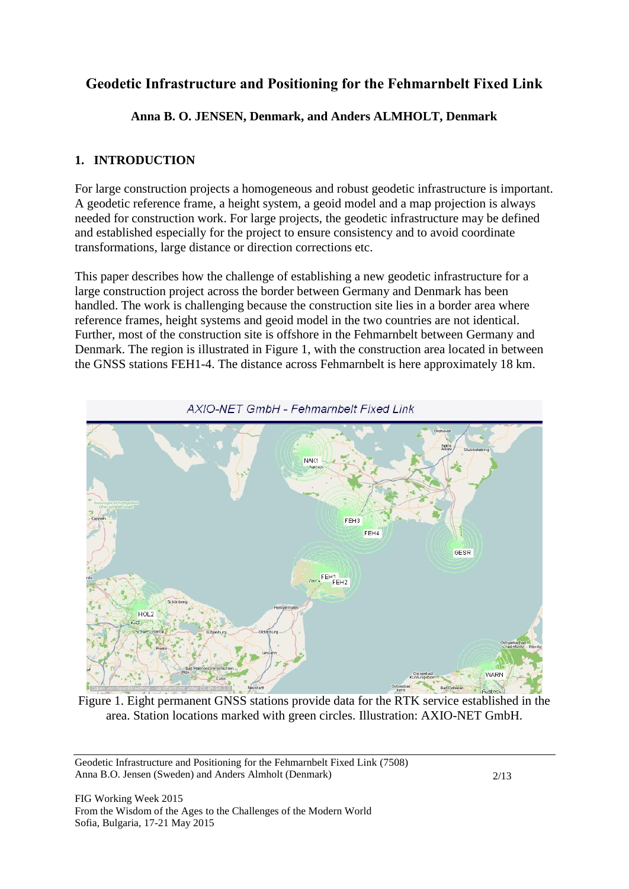# Geodetic Infrastructure and Positioning for the Fehmarnbelt Fixed Link

**Anna B. O. JENSEN, Denmark, and Anders ALMHOLT, Denmark**

## 1. INTRODUCTION

For large construction projects a homogeneous and robust geodetic infrastructure is important. A geodetic reference frame, a height system, a geoid model and a map projection is always needed for construction work. For large projects, the geodetic infrastructure may be defined and established especially for the project to ensure consistency and to avoid coordinate transformations, large distance or direction corrections etc.

This paper describes how the challenge of establishing a new geodetic infrastructure for a large construction project across the border between Germany and Denmark has been handled. The work is challenging because the construction site lies in a border area where reference frames, height systems and geoid model in the two countries are not identical. Further, most of the construction site is offshore in the Fehmarnbelt between Germany and Denmark. The region is illustrated in Figure 1, with the construction area located in between the GNSS stations FEH1-4. The distance across Fehmarnbelt is here approximately 18 km.

Figure 1. Eight permanent GNSS stations provide data for the RTK service established in the area. Station locations marked with green circles. Illustration: AXIO-NET GmbH.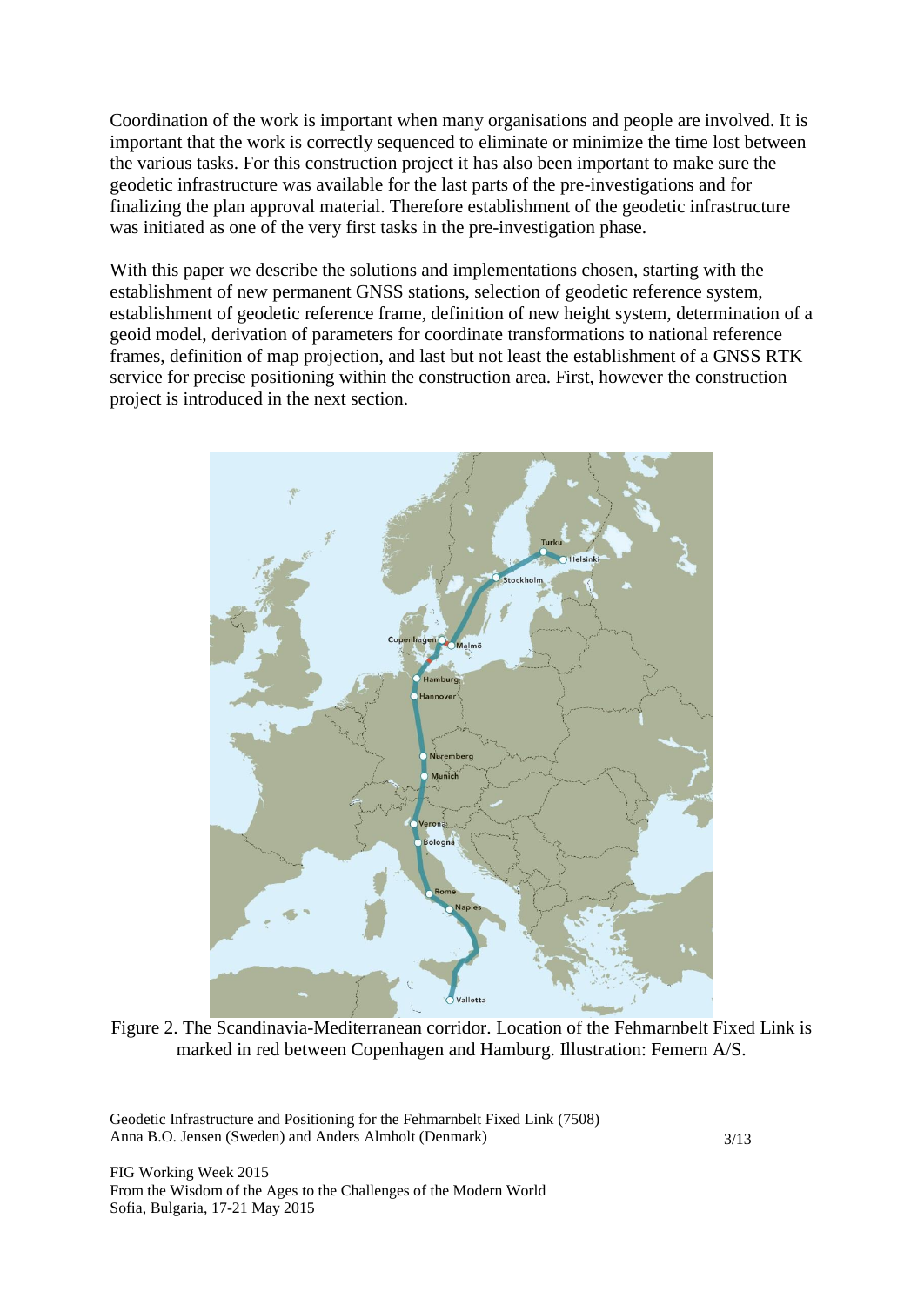Coordination of the work is important when many organisations and people are involved. It is important that the work is correctly sequenced to eliminate or minimize the time lost between the various tasks. For this construction project it has also been important to make sure the geodetic infrastructure was available for the last parts of the pre-investigations and for finalizing the plan approval material. Therefore establishment of the geodetic infrastructure was initiated as one of the very first tasks in the pre-investigation phase.

With this paper we describe the solutions and implementations chosen, starting with the establishment of new permanent GNSS stations, selection of geodetic reference system, establishment of geodetic reference frame, definition of new height system, determination of a geoid model, derivation of parameters for coordinate transformations to national reference frames, definition of map projection, and last but not least the establishment of a GNSS RTK service for precise positioning within the construction area. First, however the construction project is introduced in the next section.

Figure 2. The Scandinavia-Mediterranean corridor. Location of the Fehmarnbelt Fixed Link is marked in red between Copenhagen and Hamburg. Illustration: Femern A/S.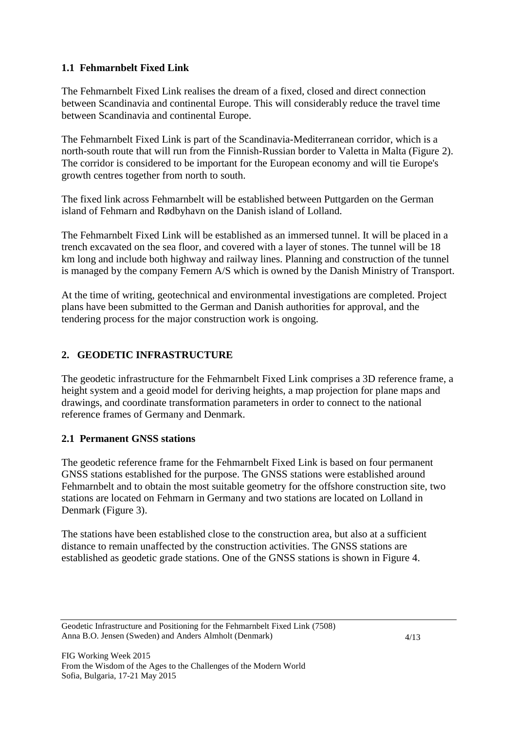### 1.1 Fehmarnbelt Fixed Link

The Fehmarnbelt Fixed Link realises the dream of a fixed, closed and direct connection between Scandinavia and continental Europe. This will considerably reduce the travel time between Scandinavia and continental Europe.

The Fehmarnbelt Fixed Link is part of the Scandinavia-Mediterranean corridor, which is a north-south route that will run from the Finnish-Russian border to Valetta in Malta (Figure 2). The corridor is considered to be important for the European economy and will tie Europe's growth centres together from north to south.

The fixed link across Fehmarnbelt will be established between Puttgarden on the German island of Fehmarn and Rødbyhavn on the Danish island of Lolland.

The Fehmarnbelt Fixed Link will be established as an immersed tunnel. It will be placed in a trench excavated on the sea floor, and covered with a layer of stones. The tunnel will be 18 km long and include both highway and railway lines. Planning and construction of the tunnel is managed by the company Femern A/S which is owned by the Danish Ministry of Transport.

At the time of writing, geotechnical and environmental investigations are completed. Project plans have been submitted to the German and Danish authorities for approval, and the tendering process for the major construction work is ongoing.

## 2. GEODETIC INFRASTRUCTURE

The geodetic infrastructure for the Fehmarnbelt Fixed Link comprises a 3D reference frame, a height system and a geoid model for deriving heights, a map projection for plane maps and drawings, and coordinate transformation parameters in order to connect to the national reference frames of Germany and Denmark.

### 2.1 Permanent GNSS stations

The geodetic reference frame for the Fehmarnbelt Fixed Link is based on four permanent GNSS stations established for the purpose. The GNSS stations were established around Fehmarnbelt and to obtain the most suitable geometry for the offshore construction site, two stations are located on Fehmarn in Germany and two stations are located on Lolland in Denmark (Figure 3).

The stations have been established close to the construction area, but also at a sufficient distance to remain unaffected by the construction activities. The GNSS stations are established as geodetic grade stations. One of the GNSS stations is shown in Figure 4.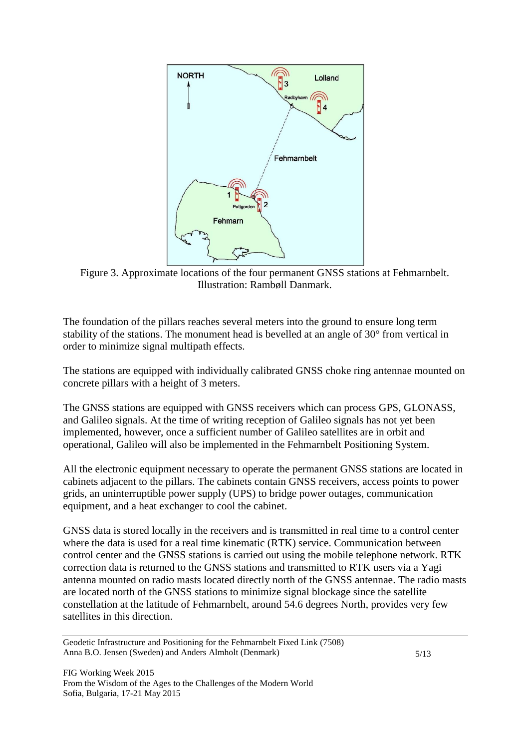Figure 3. Approximate locations of the four permanent GNSS stations at Fehmarnbelt. Illustration: Rambøll Danmark.

The foundation of the pillars reaches several meters into the ground to ensure long term stability of the stations. The monument head is bevelled at an angle of 30° from vertical in order to minimize signal multipath effects.

The stations are equipped with individually calibrated GNSS choke ring antennae mounted on concrete pillars with a height of 3 meters.

The GNSS stations are equipped with GNSS receivers which can process GPS, GLONASS, and Galileo signals. At the time of writing reception of Galileo signals has not yet been implemented, however, once a sufficient number of Galileo satellites are in orbit and operational, Galileo will also be implemented in the Fehmarnbelt Positioning System.

All the electronic equipment necessary to operate the permanent GNSS stations are located in cabinets adjacent to the pillars. The cabinets contain GNSS receivers, access points to power grids, an uninterruptible power supply (UPS) to bridge power outages, communication equipment, and a heat exchanger to cool the cabinet.

GNSS data is stored locally in the receivers and is transmitted in real time to a control center where the data is used for a real time kinematic (RTK) service. Communication between control center and the GNSS stations is carried out using the mobile telephone network. RTK correction data is returned to the GNSS stations and transmitted to RTK users via a Yagi antenna mounted on radio masts located directly north of the GNSS antennae. The radio masts are located north of the GNSS stations to minimize signal blockage since the satellite constellation at the latitude of Fehmarnbelt, around 54.6 degrees North, provides very few satellites in this direction.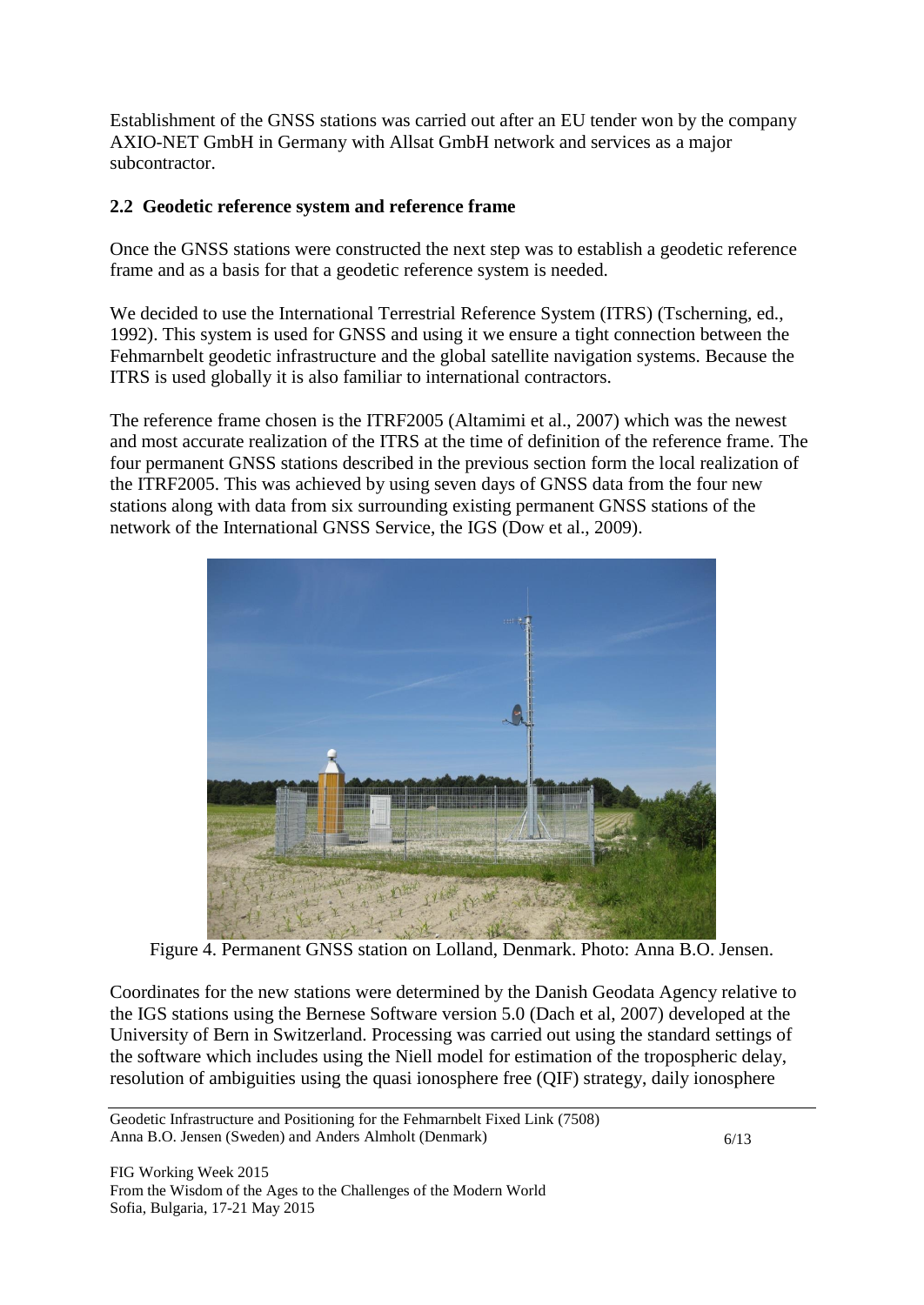Establishment of the GNSS stations was carried out after an EU tender won by the company AXIO-NET GmbH in Germany with Allsat GmbH network and services as a major subcontractor.

### 2.2 Geodetic reference system and reference frame

Once the GNSS stations were constructed the next step was to establish a geodetic reference frame and as a basis for that a geodetic reference system is needed.

We decided to use the International Terrestrial Reference System (ITRS) (Tscherning, ed., 1992). This system is used for GNSS and using it we ensure a tight connection between the Fehmarnbelt geodetic infrastructure and the global satellite navigation systems. Because the ITRS is used globally it is also familiar to international contractors.

The reference frame chosen is the ITRF2005 (Altamimi et al., 2007) which was the newest and most accurate realization of the ITRS at the time of definition of the reference frame. The four permanent GNSS stations described in the previous section form the local realization of the ITRF2005. This was achieved by using seven days of GNSS data from the four new stations along with data from six surrounding existing permanent GNSS stations of the network of the International GNSS Service, the IGS (Dow et al., 2009).

Figure 4. Permanent GNSS station on Lolland, Denmark. Photo: Anna B.O. Jensen.

Coordinates for the new stations were determined by the Danish Geodata Agency relative to the IGS stations using the Bernese Software version 5.0 (Dach et al, 2007) developed at the University of Bern in Switzerland. Processing was carried out using the standard settings of the software which includes using the Niell model for estimation of the tropospheric delay, resolution of ambiguities using the quasi ionosphere free (QIF) strategy, daily ionosphere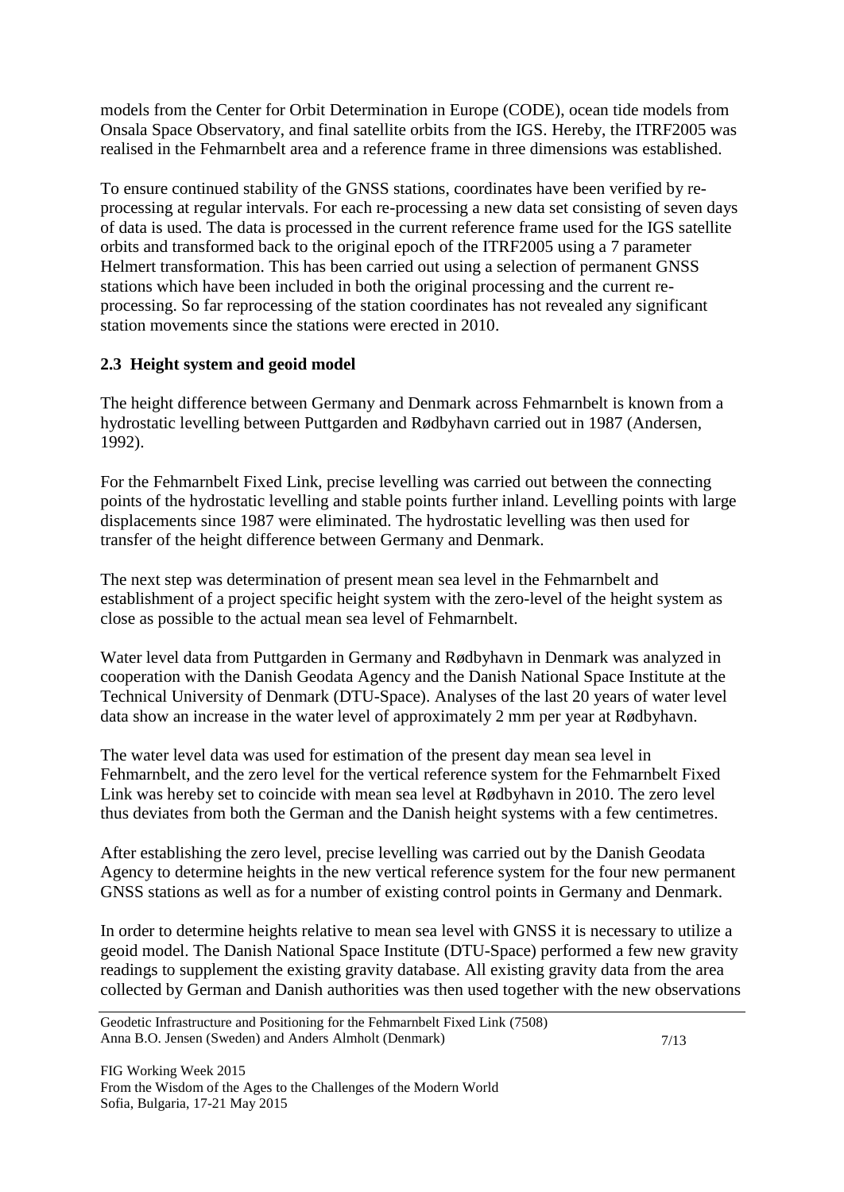models from the Center for Orbit Determination in Europe (CODE), ocean tide models from Onsala Space Observatory, and final satellite orbits from the IGS. Hereby, the ITRF2005 was realised in the Fehmarnbelt area and a reference frame in three dimensions was established.

To ensure continued stability of the GNSS stations, coordinates have been verified by re-processing at regular intervals. For each re-processing a new data set consisting of seven days of data is used. The data is processed in the current reference frame used for the IGS satellite orbits and transformed back to the original epoch of the ITRF2005 using a 7 parameter Helmert transformation. This has been carried out using a selection of permanent GNSS stations which have been included in both the original processing and the current re-processing. So far reprocessing of the station coordinates has not revealed any significant station movements since the stations were erected in 2010.

## 2.3 Height system and geoid model

The height difference between Germany and Denmark across Fehmarnbelt is known from a hydrostatic levelling between Puttgarden and Rødbyhavn carried out in 1987 (Andersen, 1992).

For the Fehmarnbelt Fixed Link, precise levelling was carried out between the connecting points of the hydrostatic levelling and stable points further inland. Levelling points with large displacements since 1987 were eliminated. The hydrostatic levelling was then used for transfer of the height difference between Germany and Denmark.

The next step was determination of present mean sea level in the Fehmarnbelt and establishment of a project specific height system with the zero-level of the height system as close as possible to the actual mean sea level of Fehmarnbelt.

Water level data from Puttgarden in Germany and Rødbyhavn in Denmark was analyzed in cooperation with the Danish Geodata Agency and the Danish National Space Institute at the Technical University of Denmark (DTU-Space). Analyses of the last 20 years of water level data show an increase in the water level of approximately 2 mm per year at Rødbyhavn.

The water level data was used for estimation of the present day mean sea level in Fehmarnbelt, and the zero level for the vertical reference system for the Fehmarnbelt Fixed Link was hereby set to coincide with mean sea level at Rødbyhavn in 2010. The zero level thus deviates from both the German and the Danish height systems with a few centimetres.

After establishing the zero level, precise levelling was carried out by the Danish Geodata Agency to determine heights in the new vertical reference system for the four new permanent GNSS stations as well as for a number of existing control points in Germany and Denmark.

In order to determine heights relative to mean sea level with GNSS it is necessary to utilize a geoid model. The Danish National Space Institute (DTU-Space) performed a few new gravity readings to supplement the existing gravity database. All existing gravity data from the area collected by German and Danish authorities was then used together with the new observations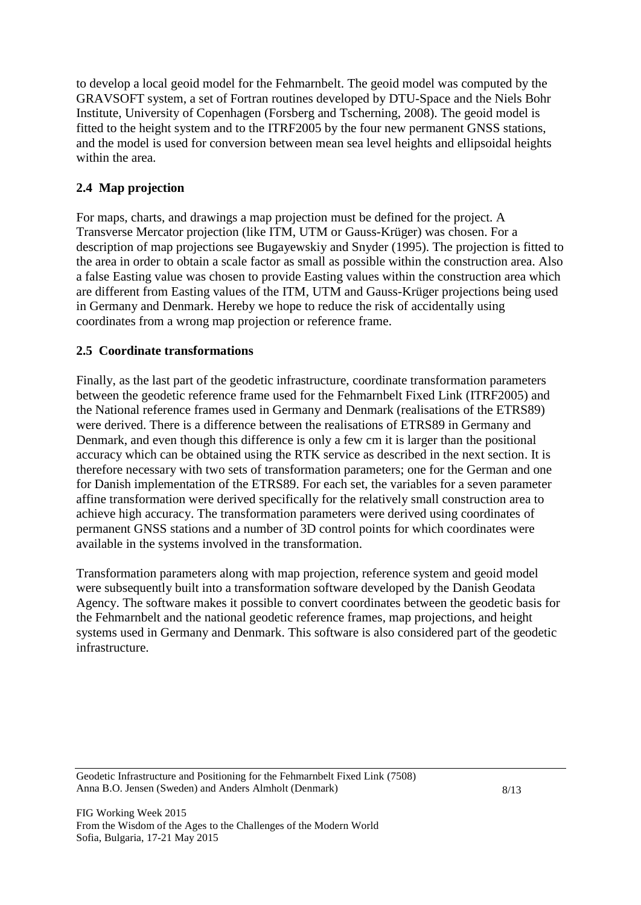to develop a local geoid model for the Fehmarnbelt. The geoid model was computed by the GRAVSOFT system, a set of Fortran routines developed by DTU-Space and the Niels Bohr Institute, University of Copenhagen (Forsberg and Tscherning, 2008). The geoid model is fitted to the height system and to the ITRF2005 by the four new permanent GNSS stations, and the model is used for conversion between mean sea level heights and ellipsoidal heights within the area.

## 2.4 Map projection

For maps, charts, and drawings a map projection must be defined for the project. A Transverse Mercator projection (like ITM, UTM or Gauss-Krüger) was chosen. For a description of map projections see Bugayewskiy and Snyder (1995). The projection is fitted to the area in order to obtain a scale factor as small as possible within the construction area. Also a false Easting value was chosen to provide Easting values within the construction area which are different from Easting values of the ITM, UTM and Gauss-Krüger projections being used in Germany and Denmark. Hereby we hope to reduce the risk of accidentally using coordinates from a wrong map projection or reference frame.

## 2.5 Coordinate transformations

Finally, as the last part of the geodetic infrastructure, coordinate transformation parameters between the geodetic reference frame used for the Fehmarnbelt Fixed Link (ITRF2005) and the National reference frames used in Germany and Denmark (realisations of the ETRS89) were derived. There is a difference between the realisations of ETRS89 in Germany and Denmark, and even though this difference is only a few cm it is larger than the positional accuracy which can be obtained using the RTK service as described in the next section. It is therefore necessary with two sets of transformation parameters; one for the German and one for Danish implementation of the ETRS89. For each set, the variables for a seven parameter affine transformation were derived specifically for the relatively small construction area to achieve high accuracy. The transformation parameters were derived using coordinates of permanent GNSS stations and a number of 3D control points for which coordinates were available in the systems involved in the transformation.

Transformation parameters along with map projection, reference system and geoid model were subsequently built into a transformation software developed by the Danish Geodata Agency. The software makes it possible to convert coordinates between the geodetic basis for the Fehmarnbelt and the national geodetic reference frames, map projections, and height systems used in Germany and Denmark. This software is also considered part of the geodetic infrastructure.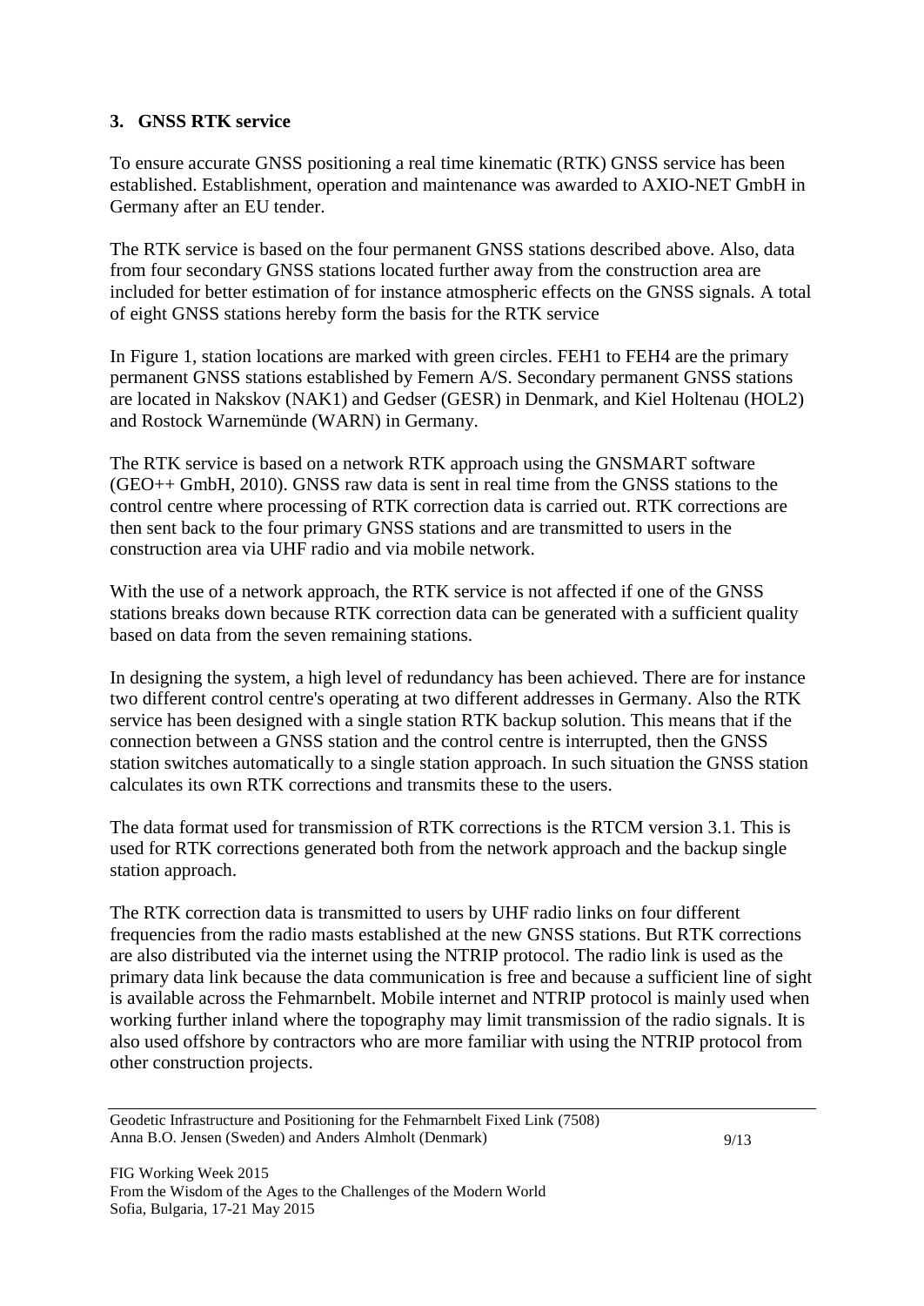## 3. GNSS RTK service

To ensure accurate GNSS positioning a real time kinematic (RTK) GNSS service has been established. Establishment, operation and maintenance was awarded to AXIO-NET GmbH in Germany after an EU tender.

The RTK service is based on the four permanent GNSS stations described above. Also, data from four secondary GNSS stations located further away from the construction area are included for better estimation of for instance atmospheric effects on the GNSS signals. A total of eight GNSS stations hereby form the basis for the RTK service

In Figure 1, station locations are marked with green circles. FEH1 to FEH4 are the primary permanent GNSS stations established by Femern A/S. Secondary permanent GNSS stations are located in Nakskov (NAK1) and Gedser (GESR) in Denmark, and Kiel Holtenau (HOL2) and Rostock Warnemünde (WARN) in Germany.

The RTK service is based on a network RTK approach using the GNSMART software (GEO++ GmbH, 2010). GNSS raw data is sent in real time from the GNSS stations to the control centre where processing of RTK correction data is carried out. RTK corrections are then sent back to the four primary GNSS stations and are transmitted to users in the construction area via UHF radio and via mobile network.

With the use of a network approach, the RTK service is not affected if one of the GNSS stations breaks down because RTK correction data can be generated with a sufficient quality based on data from the seven remaining stations.

In designing the system, a high level of redundancy has been achieved. There are for instance two different control centre's operating at two different addresses in Germany. Also the RTK service has been designed with a single station RTK backup solution. This means that if the connection between a GNSS station and the control centre is interrupted, then the GNSS station switches automatically to a single station approach. In such situation the GNSS station calculates its own RTK corrections and transmits these to the users.

The data format used for transmission of RTK corrections is the RTCM version 3.1. This is used for RTK corrections generated both from the network approach and the backup single station approach.

The RTK correction data is transmitted to users by UHF radio links on four different frequencies from the radio masts established at the new GNSS stations. But RTK corrections are also distributed via the internet using the NTRIP protocol. The radio link is used as the primary data link because the data communication is free and because a sufficient line of sight is available across the Fehmarnbelt. Mobile internet and NTRIP protocol is mainly used when working further inland where the topography may limit transmission of the radio signals. It is also used offshore by contractors who are more familiar with using the NTRIP protocol from other construction projects.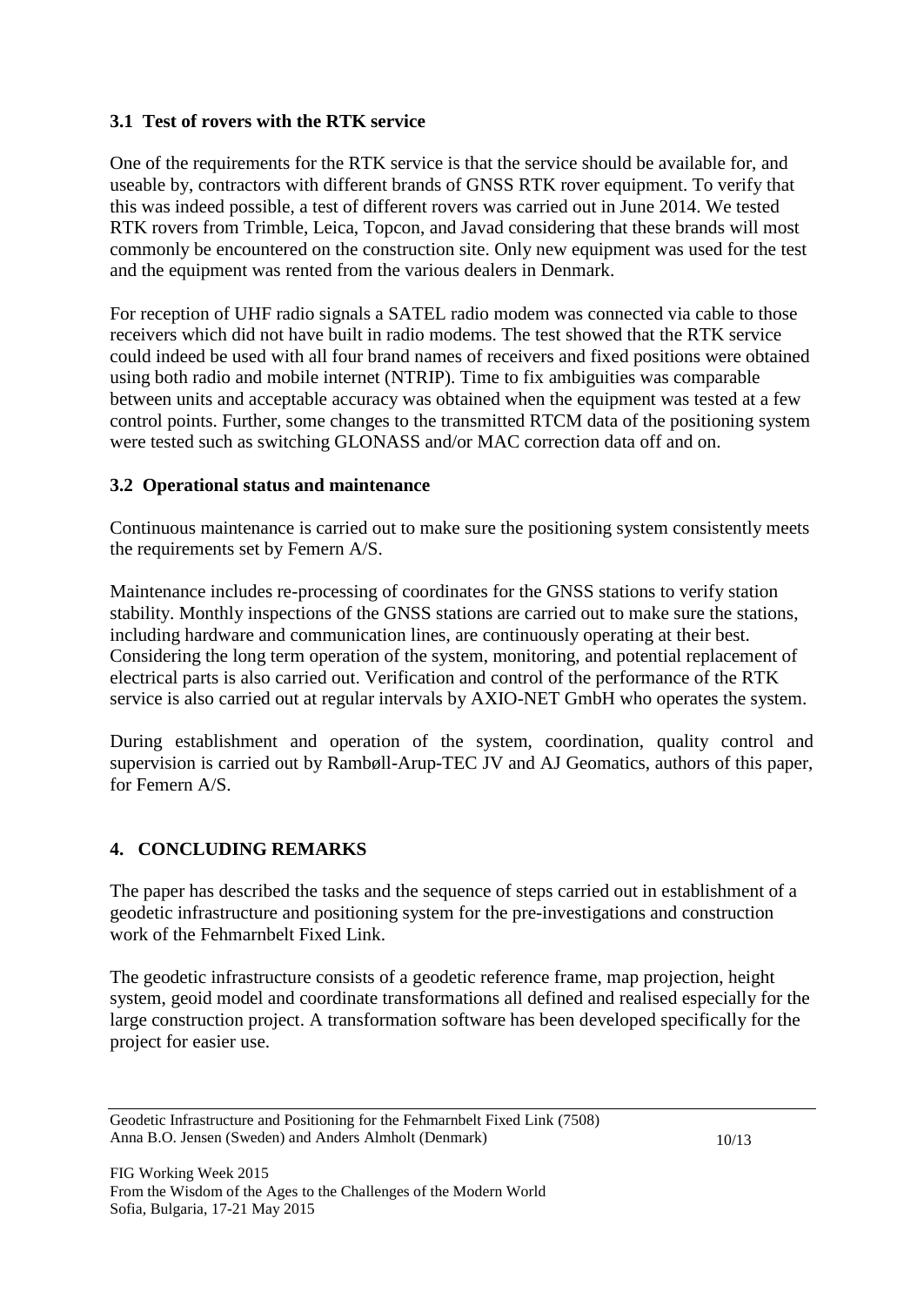### 3.1 Test of rovers with the RTK service

One of the requirements for the RTK service is that the service should be available for, and useable by, contractors with different brands of GNSS RTK rover equipment. To verify that this was indeed possible, a test of different rovers was carried out in June 2014. We tested RTK rovers from Trimble, Leica, Topcon, and Javad considering that these brands will most commonly be encountered on the construction site. Only new equipment was used for the test and the equipment was rented from the various dealers in Denmark.

For reception of UHF radio signals a SATEL radio modem was connected via cable to those receivers which did not have built in radio modems. The test showed that the RTK service could indeed be used with all four brand names of receivers and fixed positions were obtained using both radio and mobile internet (NTRIP). Time to fix ambiguities was comparable between units and acceptable accuracy was obtained when the equipment was tested at a few control points. Further, some changes to the transmitted RTCM data of the positioning system were tested such as switching GLONASS and/or MAC correction data off and on.

### 3.2 Operational status and maintenance

Continuous maintenance is carried out to make sure the positioning system consistently meets the requirements set by Femern A/S.

Maintenance includes re-processing of coordinates for the GNSS stations to verify station stability. Monthly inspections of the GNSS stations are carried out to make sure the stations, including hardware and communication lines, are continuously operating at their best. Considering the long term operation of the system, monitoring, and potential replacement of electrical parts is also carried out. Verification and control of the performance of the RTK service is also carried out at regular intervals by AXIO-NET GmbH who operates the system.

During establishment and operation of the system, coordination, quality control and supervision is carried out by Rambøll-Arup-TEC JV and AJ Geomatics, authors of this paper, for Femern A/S.

## 4. CONCLUDING REMARKS

The paper has described the tasks and the sequence of steps carried out in establishment of a geodetic infrastructure and positioning system for the pre-investigations and construction work of the Fehmarnbelt Fixed Link.

The geodetic infrastructure consists of a geodetic reference frame, map projection, height system, geoid model and coordinate transformations all defined and realised especially for the large construction project. A transformation software has been developed specifically for the project for easier use.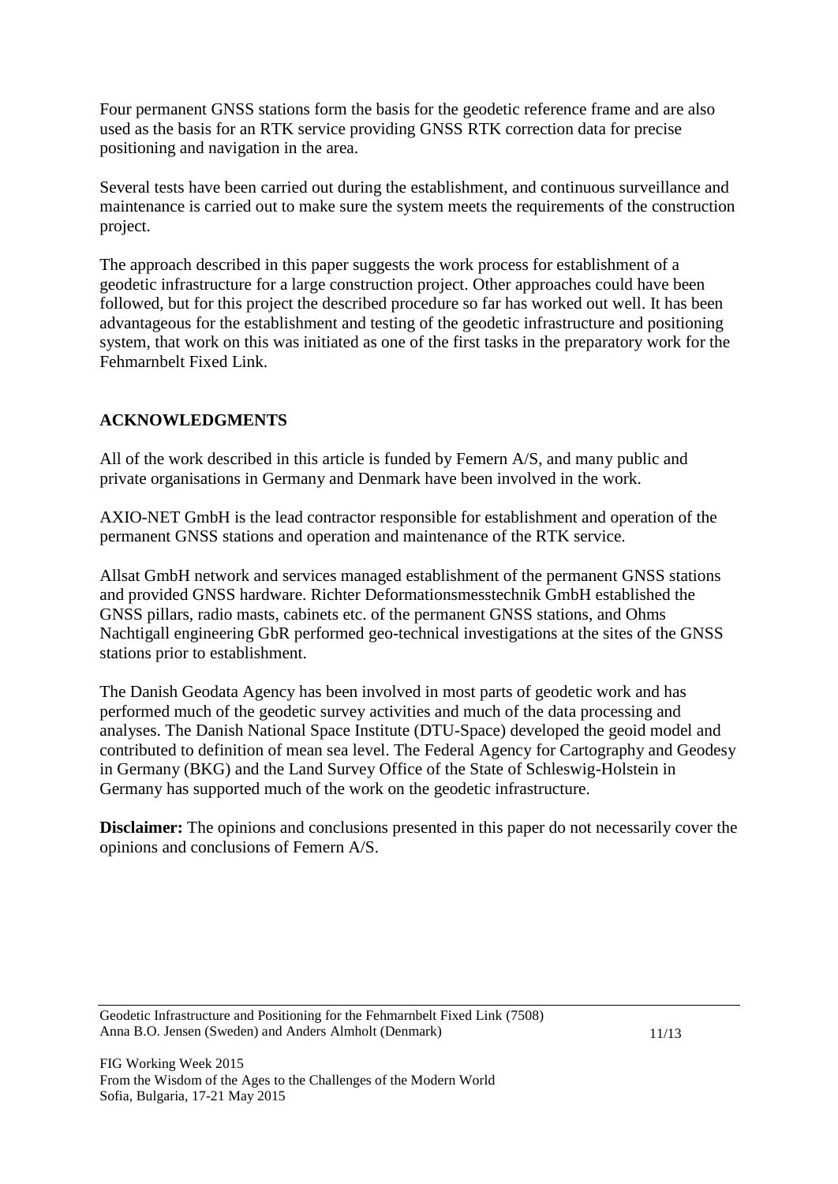Four permanent GNSS stations form the basis for the geodetic reference frame and are also used as the basis for an RTK service providing GNSS RTK correction data for precise positioning and navigation in the area.

Several tests have been carried out during the establishment, and continuous surveillance and maintenance is carried out to make sure the system meets the requirements of the construction project.

The approach described in this paper suggests the work process for establishment of a geodetic infrastructure for a large construction project. Other approaches could have been followed, but for this project the described procedure so far has worked out well. It has been advantageous for the establishment and testing of the geodetic infrastructure and positioning system, that work on this was initiated as one of the first tasks in the preparatory work for the Fehmarnbelt Fixed Link.

## ACKNOWLEDGMENTS

All of the work described in this article is funded by Femern A/S, and many public and private organisations in Germany and Denmark have been involved in the work.

AXIO-NET GmbH is the lead contractor responsible for establishment and operation of the permanent GNSS stations and operation and maintenance of the RTK service.

Allsat GmbH network and services managed establishment of the permanent GNSS stations and provided GNSS hardware. Richter Deformationsmesstechnik GmbH established the GNSS pillars, radio masts, cabinets etc. of the permanent GNSS stations, and Ohms Nachtigall engineering GbR performed geo-technical investigations at the sites of the GNSS stations prior to establishment.

The Danish Geodata Agency has been involved in most parts of geodetic work and has performed much of the geodetic survey activities and much of the data processing and analyses. The Danish National Space Institute (DTU-Space) developed the geoid model and contributed to definition of mean sea level. The Federal Agency for Cartography and Geodesy in Germany (BKG) and the Land Survey Office of the State of Schleswig-Holstein in Germany has supported much of the work on the geodetic infrastructure.

**Disclaimer:** The opinions and conclusions presented in this paper do not necessarily cover the opinions and conclusions of Femern A/S.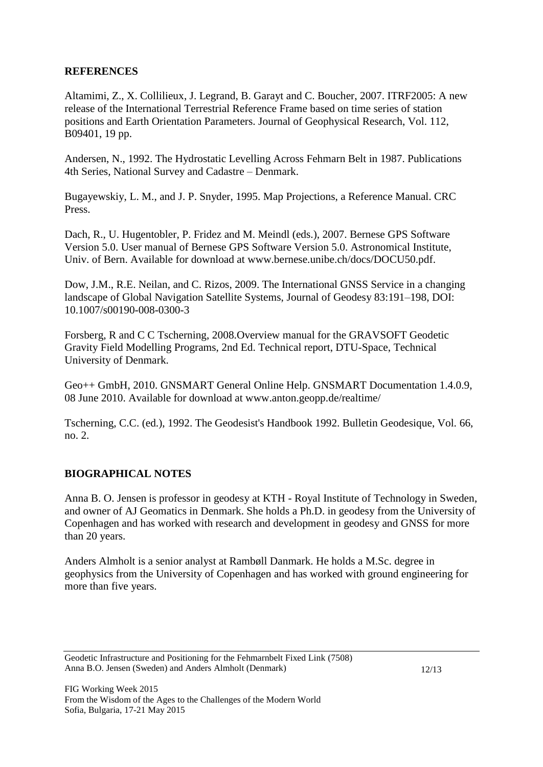## REFERENCES

Altamimi, Z., X. Collilieux, J. Legrand, B. Garayt and C. Boucher, 2007. ITRF2005: A new release of the International Terrestrial Reference Frame based on time series of station positions and Earth Orientation Parameters. Journal of Geophysical Research, Vol. 112, B09401, 19 pp.

Andersen, N., 1992. The Hydrostatic Levelling Across Fehmarn Belt in 1987. Publications 4th Series, National Survey and Cadastre – Denmark.

Bugayewskiy, L. M., and J. P. Snyder, 1995. Map Projections, a Reference Manual. CRC Press.

Dach, R., U. Hugentobler, P. Fridez and M. Meindl (eds.), 2007. Bernese GPS Software Version 5.0. User manual of Bernese GPS Software Version 5.0. Astronomical Institute, Univ. of Bern. Available for download at www.bernese.unibe.ch/docs/DOCU50.pdf.

Dow, J.M., R.E. Neilan, and C. Rizos, 2009. The International GNSS Service in a changing landscape of Global Navigation Satellite Systems, Journal of Geodesy 83:191–198, DOI: 10.1007/s00190-008-0300-3

Forsberg, R and C C Tscherning, 2008.Overview manual for the GRAVSOFT Geodetic Gravity Field Modelling Programs, 2nd Ed. Technical report, DTU-Space, Technical University of Denmark.

Geo++ GmbH, 2010. GNSMART General Online Help. GNSMART Documentation 1.4.0.9, 08 June 2010. Available for download at www.anton.geopp.de/realtime/

Tscherning, C.C. (ed.), 1992. The Geodesist's Handbook 1992. Bulletin Geodesique, Vol. 66, no. 2.

## BIOGRAPHICAL NOTES

Anna B. O. Jensen is professor in geodesy at KTH - Royal Institute of Technology in Sweden, and owner of AJ Geomatics in Denmark. She holds a Ph.D. in geodesy from the University of Copenhagen and has worked with research and development in geodesy and GNSS for more than 20 years.

Anders Almholt is a senior analyst at Rambøll Danmark. He holds a M.Sc. degree in geophysics from the University of Copenhagen and has worked with ground engineering for more than five years.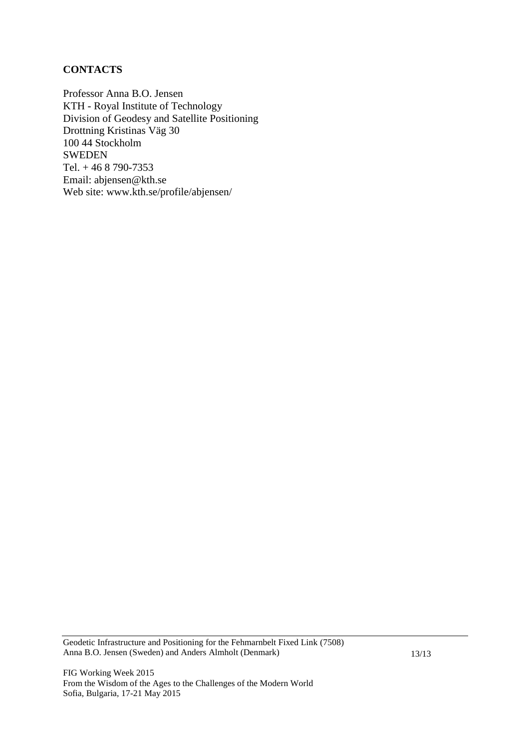**CONTACTS**

Professor Anna B.O. Jensen
KTH - Royal Institute of Technology
Division of Geodesy and Satellite Positioning
Drottning Kristinas Väg 30
100 44 Stockholm
SWEDEN
Tel. + 46 8 790-7353
Email: abjensen@kth.se
Web site: www.kth.se/profile/abjensen/